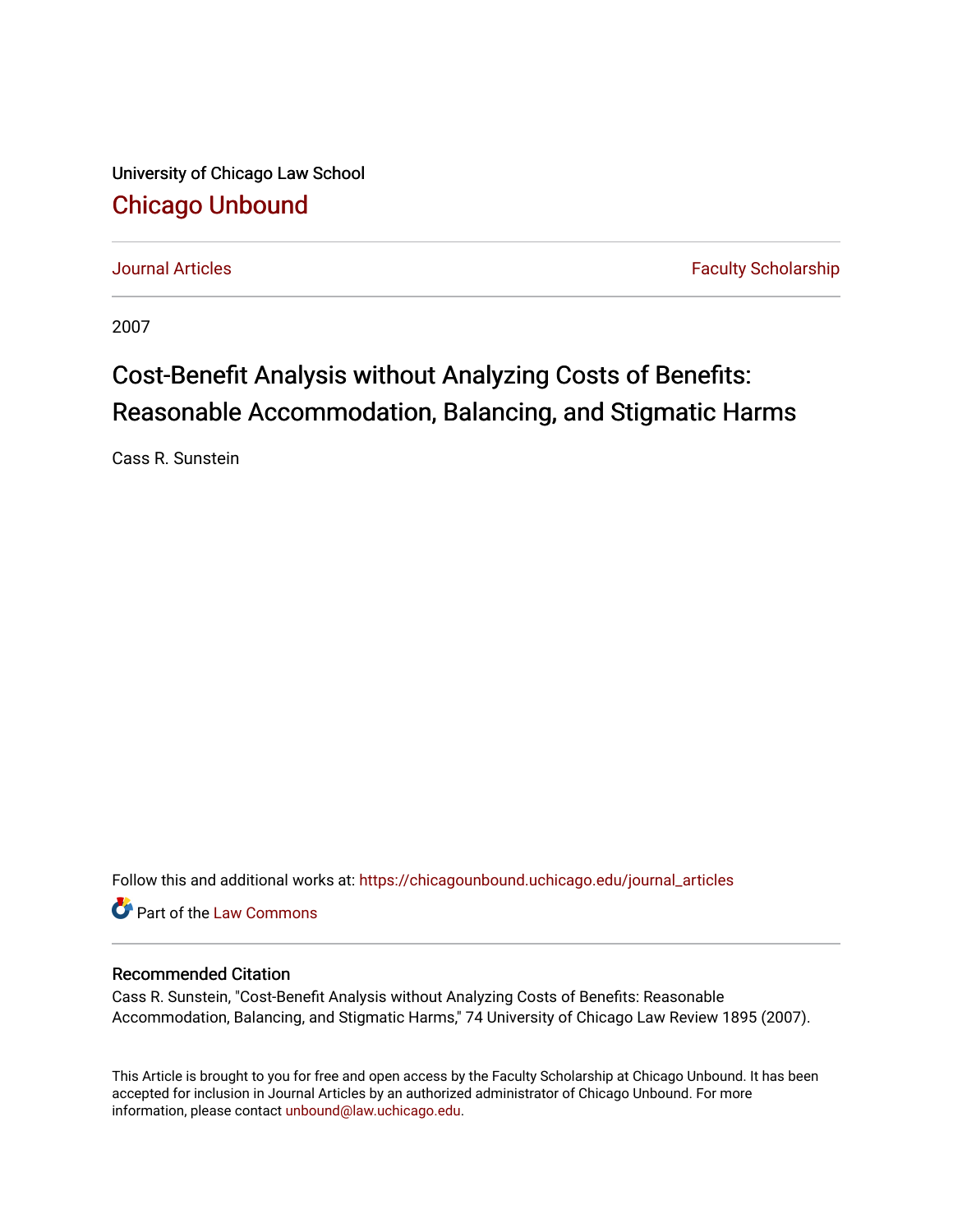University of Chicago Law School

# Chicago Unbound

Journal Articles | Faculty Scholarship

2007

# Cost-Benefit Analysis without Analyzing Costs of Benefits: Reasonable Accommodation, Balancing, and Stigmatic Harms

Cass R. Sunstein

Follow this and additional works at: https://chicagounbound.uchicago.edu/journal_articles

Part of the Law Commons

## Recommended Citation

Cass R. Sunstein, "Cost-Benefit Analysis without Analyzing Costs of Benefits: Reasonable Accommodation, Balancing, and Stigmatic Harms," 74 University of Chicago Law Review 1895 (2007).

This Article is brought to you for free and open access by the Faculty Scholarship at Chicago Unbound. It has been accepted for inclusion in Journal Articles by an authorized administrator of Chicago Unbound. For more information, please contact unbound@law.uchicago.edu.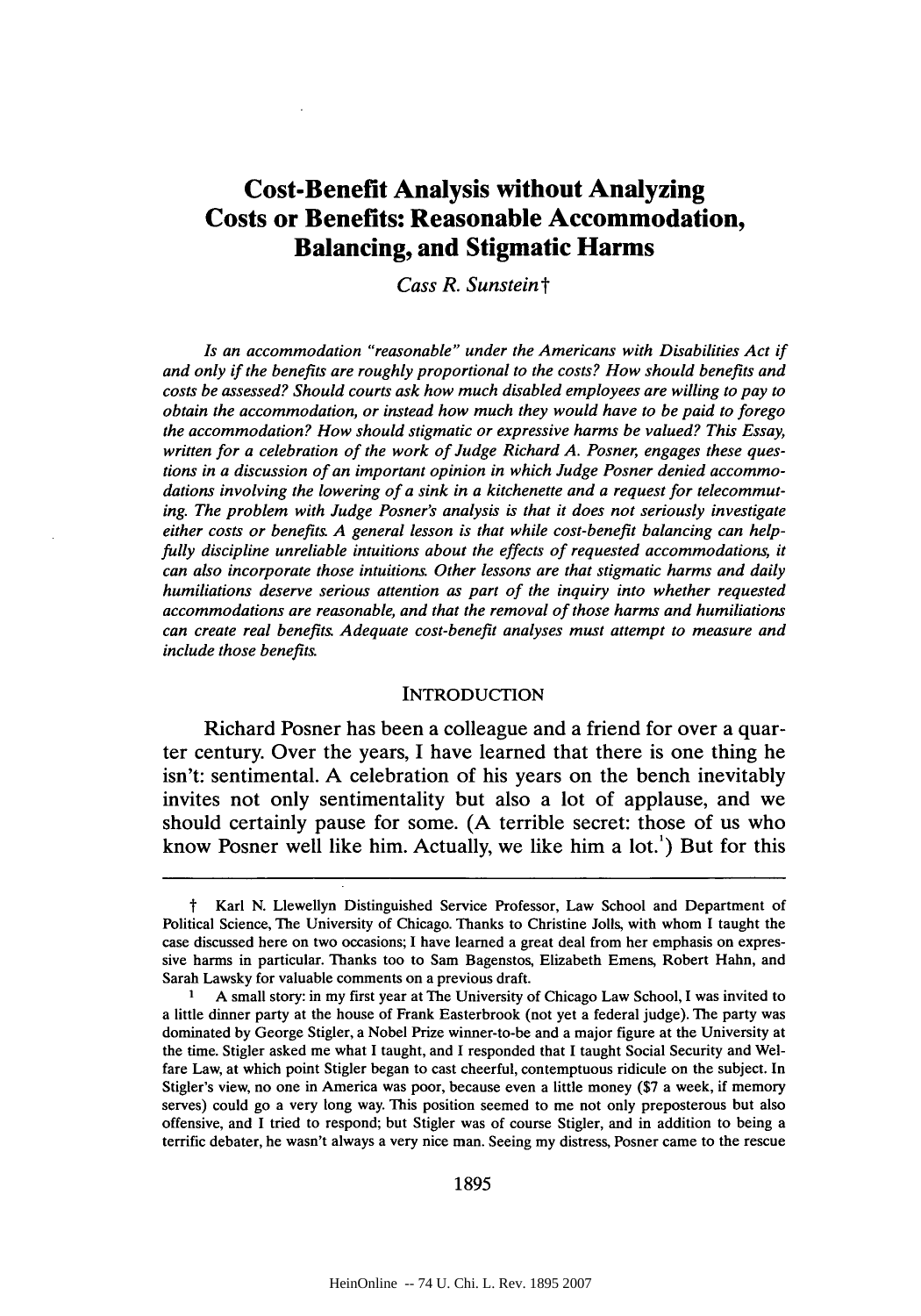# Cost-Benefit Analysis without Analyzing Costs or Benefits: Reasonable Accommodation, Balancing, and Stigmatic Harms

*Cass R. Sunstein*†

*Is an accommodation "reasonable" under the Americans with Disabilities Act if and only if the benefits are roughly proportional to the costs? How should benefits and costs be assessed? Should courts ask how much disabled employees are willing to pay to obtain the accommodation, or instead how much they would have to be paid to forego the accommodation? How should stigmatic or expressive harms be valued? This Essay, written for a celebration of the work of Judge Richard A. Posner, engages these questions in a discussion of an important opinion in which Judge Posner denied accommodations involving the lowering of a sink in a kitchenette and a request for telecommuting. The problem with Judge Posner's analysis is that it does not seriously investigate either costs or benefits. A general lesson is that while cost-benefit balancing can helpfully discipline unreliable intuitions about the effects of requested accommodations, it can also incorporate those intuitions. Other lessons are that stigmatic harms and daily humiliations deserve serious attention as part of the inquiry into whether requested accommodations are reasonable, and that the removal of those harms and humiliations can create real benefits. Adequate cost-benefit analyses must attempt to measure and include those benefits.*

## INTRODUCTION

Richard Posner has been a colleague and a friend for over a quarter century. Over the years, I have learned that there is one thing he isn't: sentimental. A celebration of his years on the bench inevitably invites not only sentimentality but also a lot of applause, and we should certainly pause for some. (A terrible secret: those of us who know Posner well like him. Actually, we like him a lot.[1]) But for this

---

† Karl N. Llewellyn Distinguished Service Professor, Law School and Department of Political Science, The University of Chicago. Thanks to Christine Jolls, with whom I taught the case discussed here on two occasions; I have learned a great deal from her emphasis on expressive harms in particular. Thanks too to Sam Bagenstos, Elizabeth Emens, Robert Hahn, and Sarah Lawsky for valuable comments on a previous draft.

[1] A small story: in my first year at The University of Chicago Law School, I was invited to a little dinner party at the house of Frank Easterbrook (not yet a federal judge). The party was dominated by George Stigler, a Nobel Prize winner-to-be and a major figure at the University at the time. Stigler asked me what I taught, and I responded that I taught Social Security and Welfare Law, at which point Stigler began to cast cheerful, contemptuous ridicule on the subject. In Stigler's view, no one in America was poor, because even a little money ($7 a week, if memory serves) could go a very long way. This position seemed to me not only preposterous but also offensive, and I tried to respond; but Stigler was of course Stigler, and in addition to being a terrific debater, he wasn't always a very nice man. Seeing my distress, Posner came to the rescue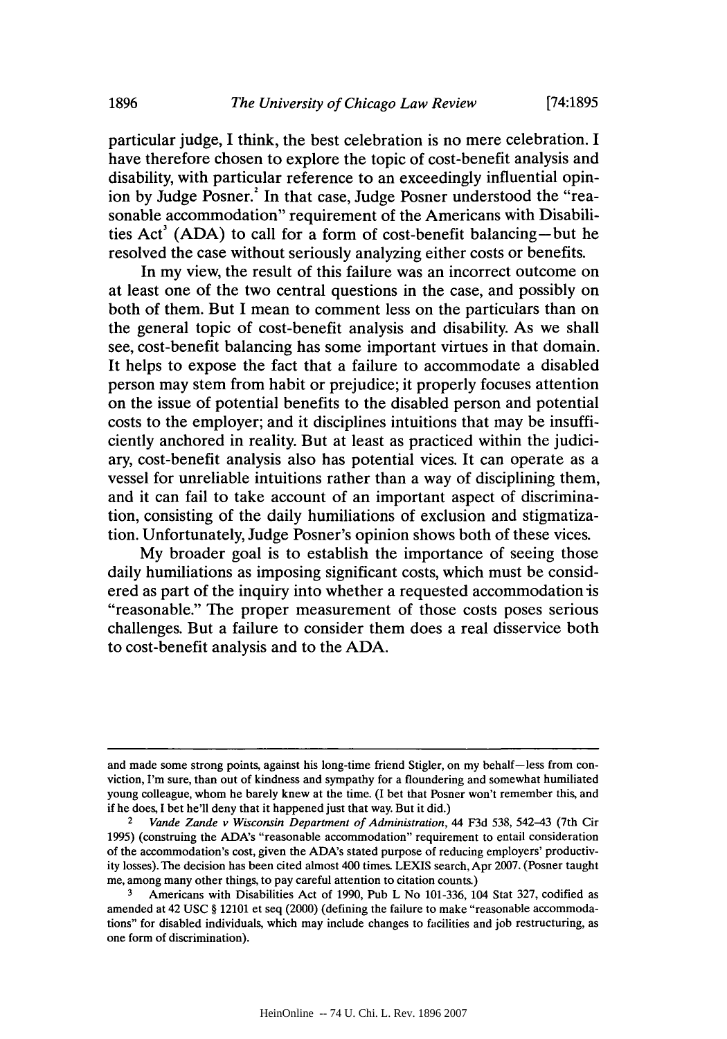particular judge, I think, the best celebration is no mere celebration. I have therefore chosen to explore the topic of cost-benefit analysis and disability, with particular reference to an exceedingly influential opinion by Judge Posner.[2] In that case, Judge Posner understood the "reasonable accommodation" requirement of the Americans with Disabilities Act[3] (ADA) to call for a form of cost-benefit balancing—but he resolved the case without seriously analyzing either costs or benefits.

In my view, the result of this failure was an incorrect outcome on at least one of the two central questions in the case, and possibly on both of them. But I mean to comment less on the particulars than on the general topic of cost-benefit analysis and disability. As we shall see, cost-benefit balancing has some important virtues in that domain. It helps to expose the fact that a failure to accommodate a disabled person may stem from habit or prejudice; it properly focuses attention on the issue of potential benefits to the disabled person and potential costs to the employer; and it disciplines intuitions that may be insufficiently anchored in reality. But at least as practiced within the judiciary, cost-benefit analysis also has potential vices. It can operate as a vessel for unreliable intuitions rather than a way of disciplining them, and it can fail to take account of an important aspect of discrimination, consisting of the daily humiliations of exclusion and stigmatization. Unfortunately, Judge Posner's opinion shows both of these vices.

My broader goal is to establish the importance of seeing those daily humiliations as imposing significant costs, which must be considered as part of the inquiry into whether a requested accommodation is "reasonable." The proper measurement of those costs poses serious challenges. But a failure to consider them does a real disservice both to cost-benefit analysis and to the ADA.

---

and made some strong points, against his long-time friend Stigler, on my behalf—less from conviction, I'm sure, than out of kindness and sympathy for a floundering and somewhat humiliated young colleague, whom he barely knew at the time. (I bet that Posner won't remember this, and if he does, I bet he'll deny that it happened just that way. But it did.)

[2] *Vande Zande v Wisconsin Department of Administration*, 44 F3d 538, 542–43 (7th Cir 1995) (construing the ADA's "reasonable accommodation" requirement to entail consideration of the accommodation's cost, given the ADA's stated purpose of reducing employers' productivity losses). The decision has been cited almost 400 times. LEXIS search, Apr 2007. (Posner taught me, among many other things, to pay careful attention to citation counts.)

[3] Americans with Disabilities Act of 1990, Pub L No 101-336, 104 Stat 327, codified as amended at 42 USC § 12101 et seq (2000) (defining the failure to make "reasonable accommodations" for disabled individuals, which may include changes to facilities and job restructuring, as one form of discrimination).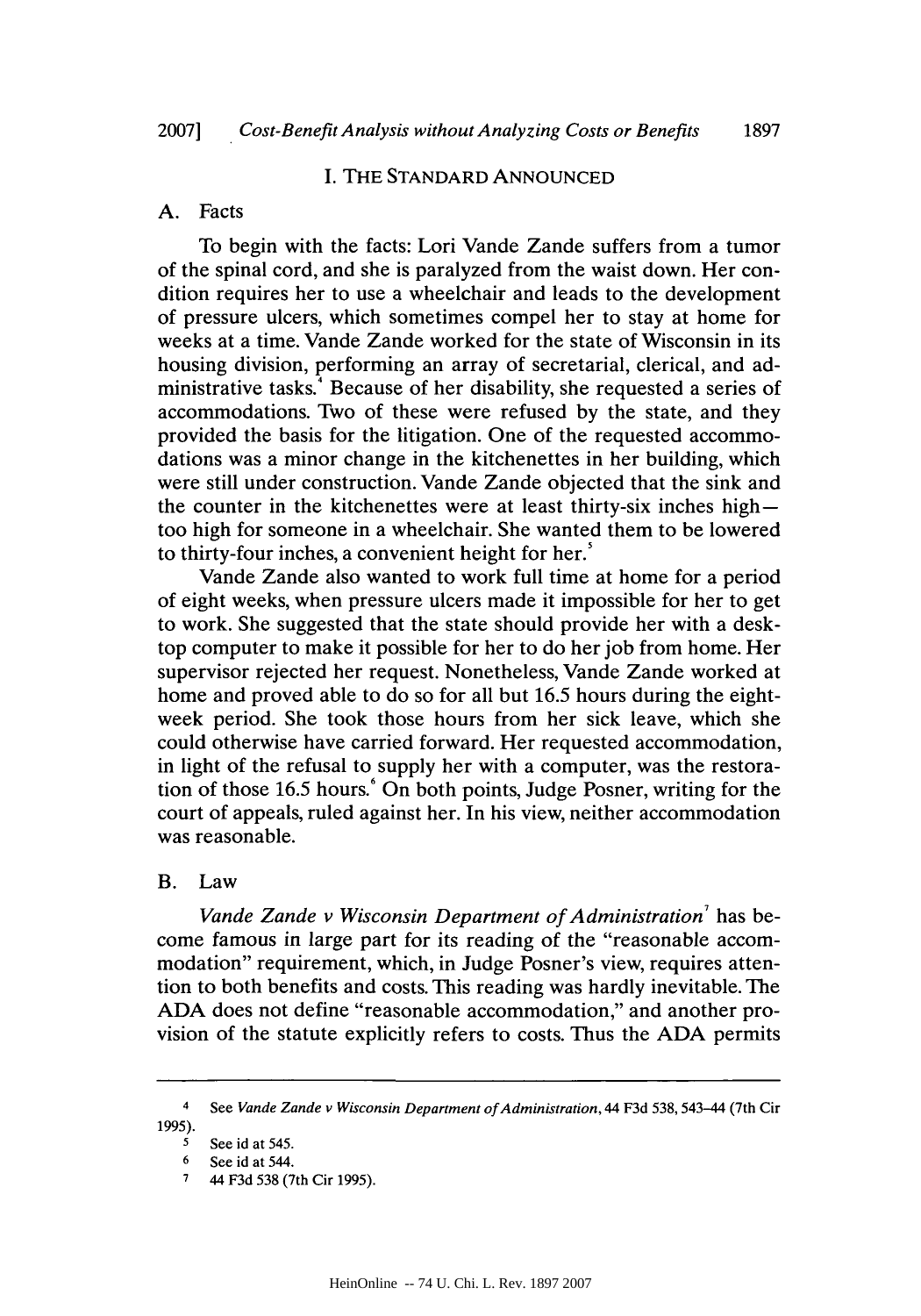## I. THE STANDARD ANNOUNCED

### A. Facts

To begin with the facts: Lori Vande Zande suffers from a tumor of the spinal cord, and she is paralyzed from the waist down. Her condition requires her to use a wheelchair and leads to the development of pressure ulcers, which sometimes compel her to stay at home for weeks at a time. Vande Zande worked for the state of Wisconsin in its housing division, performing an array of secretarial, clerical, and administrative tasks.[4] Because of her disability, she requested a series of accommodations. Two of these were refused by the state, and they provided the basis for the litigation. One of the requested accommodations was a minor change in the kitchenettes in her building, which were still under construction. Vande Zande objected that the sink and the counter in the kitchenettes were at least thirty-six inches high—too high for someone in a wheelchair. She wanted them to be lowered to thirty-four inches, a convenient height for her.[5]

Vande Zande also wanted to work full time at home for a period of eight weeks, when pressure ulcers made it impossible for her to get to work. She suggested that the state should provide her with a desktop computer to make it possible for her to do her job from home. Her supervisor rejected her request. Nonetheless, Vande Zande worked at home and proved able to do so for all but 16.5 hours during the eight-week period. She took those hours from her sick leave, which she could otherwise have carried forward. Her requested accommodation, in light of the refusal to supply her with a computer, was the restoration of those 16.5 hours.[6] On both points, Judge Posner, writing for the court of appeals, ruled against her. In his view, neither accommodation was reasonable.

### B. Law

*Vande Zande v Wisconsin Department of Administration*[7] has become famous in large part for its reading of the "reasonable accommodation" requirement, which, in Judge Posner's view, requires attention to both benefits and costs. This reading was hardly inevitable. The ADA does not define "reasonable accommodation," and another provision of the statute explicitly refers to costs. Thus the ADA permits

---

4 See *Vande Zande v Wisconsin Department of Administration*, 44 F3d 538, 543–44 (7th Cir 1995).

5 See id at 545.

6 See id at 544.

7 44 F3d 538 (7th Cir 1995).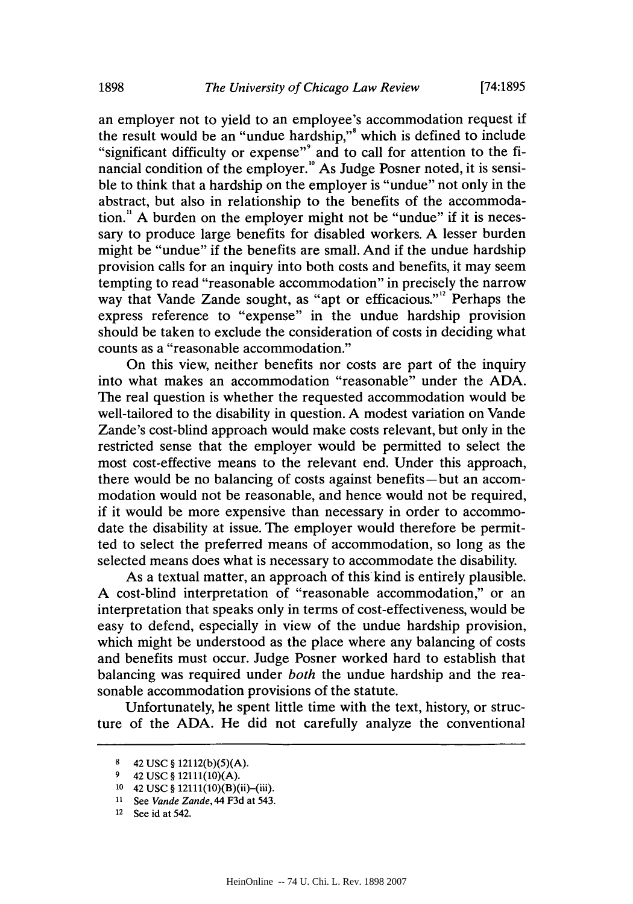an employer not to yield to an employee's accommodation request if the result would be an "undue hardship,"[8] which is defined to include "significant difficulty or expense"[9] and to call for attention to the financial condition of the employer.[10] As Judge Posner noted, it is sensible to think that a hardship on the employer is "undue" not only in the abstract, but also in relationship to the benefits of the accommodation.[11] A burden on the employer might not be "undue" if it is necessary to produce large benefits for disabled workers. A lesser burden might be "undue" if the benefits are small. And if the undue hardship provision calls for an inquiry into both costs and benefits, it may seem tempting to read "reasonable accommodation" in precisely the narrow way that Vande Zande sought, as "apt or efficacious."[12] Perhaps the express reference to "expense" in the undue hardship provision should be taken to exclude the consideration of costs in deciding what counts as a "reasonable accommodation."

On this view, neither benefits nor costs are part of the inquiry into what makes an accommodation "reasonable" under the ADA. The real question is whether the requested accommodation would be well-tailored to the disability in question. A modest variation on Vande Zande's cost-blind approach would make costs relevant, but only in the restricted sense that the employer would be permitted to select the most cost-effective means to the relevant end. Under this approach, there would be no balancing of costs against benefits—but an accommodation would not be reasonable, and hence would not be required, if it would be more expensive than necessary in order to accommodate the disability at issue. The employer would therefore be permitted to select the preferred means of accommodation, so long as the selected means does what is necessary to accommodate the disability.

As a textual matter, an approach of this kind is entirely plausible. A cost-blind interpretation of "reasonable accommodation," or an interpretation that speaks only in terms of cost-effectiveness, would be easy to defend, especially in view of the undue hardship provision, which might be understood as the place where any balancing of costs and benefits must occur. Judge Posner worked hard to establish that balancing was required under *both* the undue hardship and the reasonable accommodation provisions of the statute.

Unfortunately, he spent little time with the text, history, or structure of the ADA. He did not carefully analyze the conventional

---

8 42 USC § 12112(b)(5)(A).

9 42 USC § 12111(10)(A).

10 42 USC § 12111(10)(B)(ii)–(iii).

11 See *Vande Zande*, 44 F3d at 543.

12 See id at 542.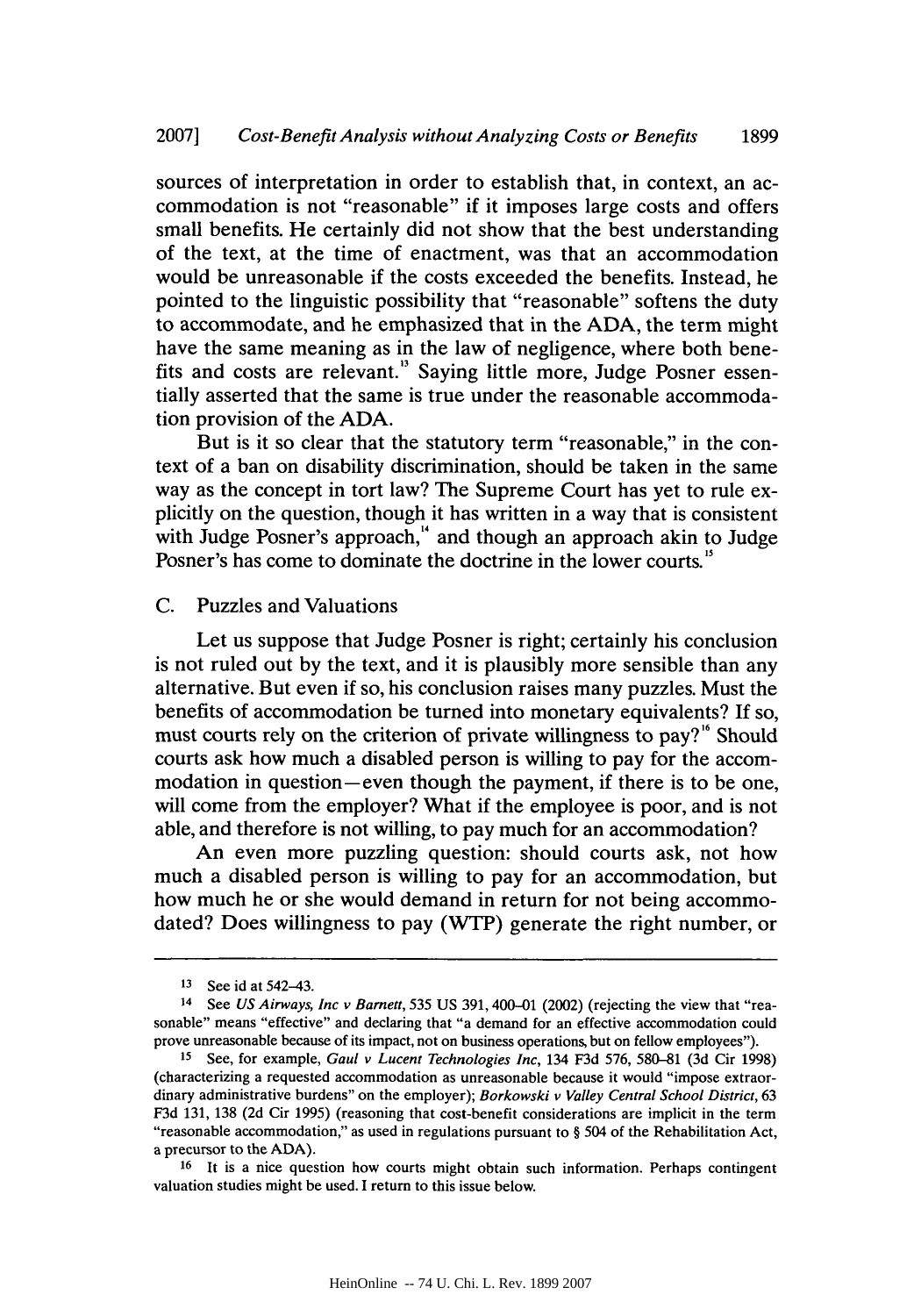sources of interpretation in order to establish that, in context, an accommodation is not "reasonable" if it imposes large costs and offers small benefits. He certainly did not show that the best understanding of the text, at the time of enactment, was that an accommodation would be unreasonable if the costs exceeded the benefits. Instead, he pointed to the linguistic possibility that "reasonable" softens the duty to accommodate, and he emphasized that in the ADA, the term might have the same meaning as in the law of negligence, where both benefits and costs are relevant.[13] Saying little more, Judge Posner essentially asserted that the same is true under the reasonable accommodation provision of the ADA.

But is it so clear that the statutory term "reasonable," in the context of a ban on disability discrimination, should be taken in the same way as the concept in tort law? The Supreme Court has yet to rule explicitly on the question, though it has written in a way that is consistent with Judge Posner's approach,[14] and though an approach akin to Judge Posner's has come to dominate the doctrine in the lower courts.[15]

### C. Puzzles and Valuations

Let us suppose that Judge Posner is right; certainly his conclusion is not ruled out by the text, and it is plausibly more sensible than any alternative. But even if so, his conclusion raises many puzzles. Must the benefits of accommodation be turned into monetary equivalents? If so, must courts rely on the criterion of private willingness to pay?[16] Should courts ask how much a disabled person is willing to pay for the accommodation in question—even though the payment, if there is to be one, will come from the employer? What if the employee is poor, and is not able, and therefore is not willing, to pay much for an accommodation?

An even more puzzling question: should courts ask, not how much a disabled person is willing to pay for an accommodation, but how much he or she would demand in return for not being accommodated? Does willingness to pay (WTP) generate the right number, or

---

13 See id at 542–43.

14 See *US Airways, Inc v Barnett*, 535 US 391, 400–01 (2002) (rejecting the view that "reasonable" means "effective" and declaring that "a demand for an effective accommodation could prove unreasonable because of its impact, not on business operations, but on fellow employees").

15 See, for example, *Gaul v Lucent Technologies Inc*, 134 F3d 576, 580–81 (3d Cir 1998) (characterizing a requested accommodation as unreasonable because it would "impose extraordinary administrative burdens" on the employer); *Borkowski v Valley Central School District*, 63 F3d 131, 138 (2d Cir 1995) (reasoning that cost-benefit considerations are implicit in the term "reasonable accommodation," as used in regulations pursuant to § 504 of the Rehabilitation Act, a precursor to the ADA).

16 It is a nice question how courts might obtain such information. Perhaps contingent valuation studies might be used. I return to this issue below.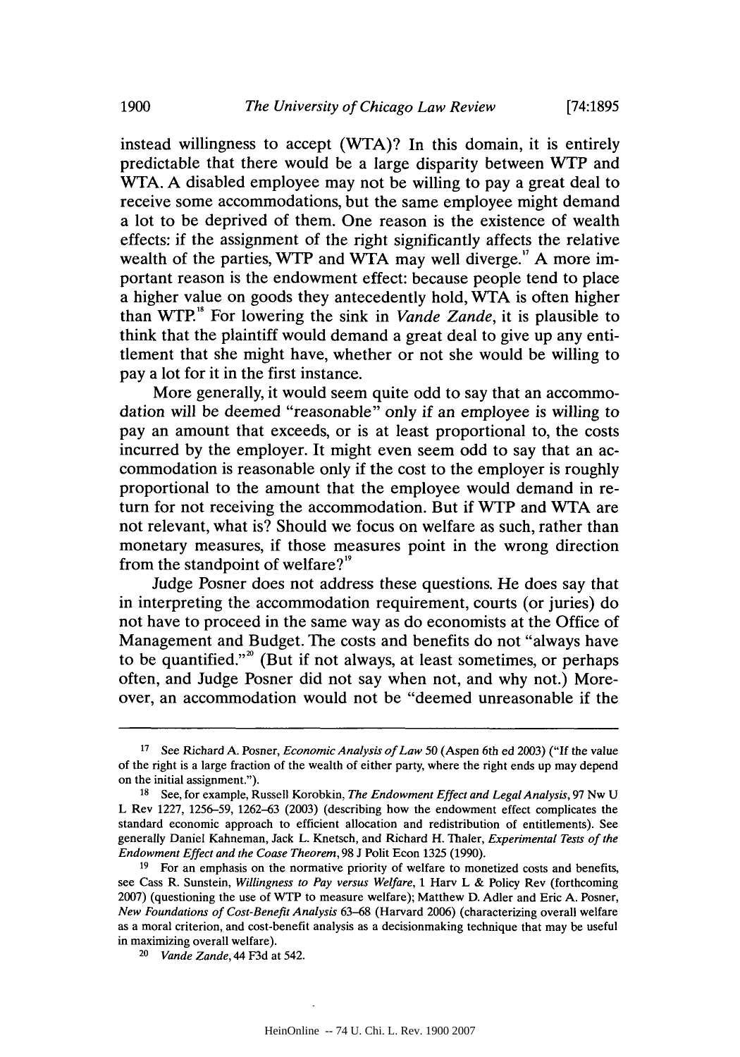instead willingness to accept (WTA)? In this domain, it is entirely predictable that there would be a large disparity between WTP and WTA. A disabled employee may not be willing to pay a great deal to receive some accommodations, but the same employee might demand a lot to be deprived of them. One reason is the existence of wealth effects: if the assignment of the right significantly affects the relative wealth of the parties, WTP and WTA may well diverge.[17] A more important reason is the endowment effect: because people tend to place a higher value on goods they antecedently hold, WTA is often higher than WTP.[18] For lowering the sink in *Vande Zande*, it is plausible to think that the plaintiff would demand a great deal to give up any entitlement that she might have, whether or not she would be willing to pay a lot for it in the first instance.

More generally, it would seem quite odd to say that an accommodation will be deemed "reasonable" only if an employee is willing to pay an amount that exceeds, or is at least proportional to, the costs incurred by the employer. It might even seem odd to say that an accommodation is reasonable only if the cost to the employer is roughly proportional to the amount that the employee would demand in return for not receiving the accommodation. But if WTP and WTA are not relevant, what is? Should we focus on welfare as such, rather than monetary measures, if those measures point in the wrong direction from the standpoint of welfare?[19]

Judge Posner does not address these questions. He does say that in interpreting the accommodation requirement, courts (or juries) do not have to proceed in the same way as do economists at the Office of Management and Budget. The costs and benefits do not "always have to be quantified."[20] (But if not always, at least sometimes, or perhaps often, and Judge Posner did not say when not, and why not.) Moreover, an accommodation would not be "deemed unreasonable if the

---

[17] See Richard A. Posner, *Economic Analysis of Law* 50 (Aspen 6th ed 2003) ("If the value of the right is a large fraction of the wealth of either party, where the right ends up may depend on the initial assignment.").

[18] See, for example, Russell Korobkin, *The Endowment Effect and Legal Analysis*, 97 Nw U L Rev 1227, 1256–59, 1262–63 (2003) (describing how the endowment effect complicates the standard economic approach to efficient allocation and redistribution of entitlements). See generally Daniel Kahneman, Jack L. Knetsch, and Richard H. Thaler, *Experimental Tests of the Endowment Effect and the Coase Theorem*, 98 J Polit Econ 1325 (1990).

[19] For an emphasis on the normative priority of welfare to monetized costs and benefits, see Cass R. Sunstein, *Willingness to Pay versus Welfare*, 1 Harv L & Policy Rev (forthcoming 2007) (questioning the use of WTP to measure welfare); Matthew D. Adler and Eric A. Posner, *New Foundations of Cost-Benefit Analysis* 63–68 (Harvard 2006) (characterizing overall welfare as a moral criterion, and cost-benefit analysis as a decisionmaking technique that may be useful in maximizing overall welfare).

[20] *Vande Zande*, 44 F3d at 542.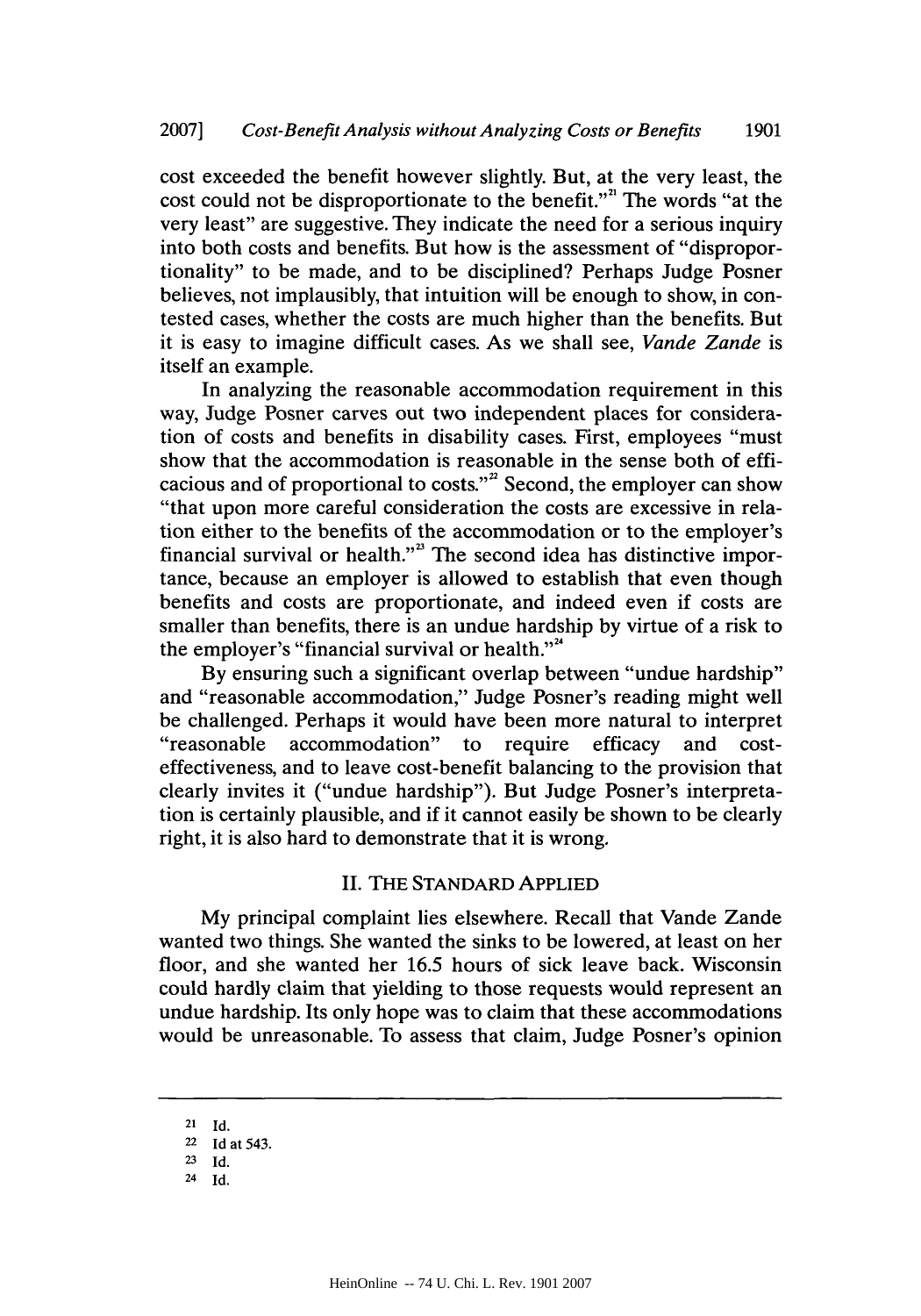cost exceeded the benefit however slightly. But, at the very least, the cost could not be disproportionate to the benefit."[21] The words "at the very least" are suggestive. They indicate the need for a serious inquiry into both costs and benefits. But how is the assessment of "disproportionality" to be made, and to be disciplined? Perhaps Judge Posner believes, not implausibly, that intuition will be enough to show, in contested cases, whether the costs are much higher than the benefits. But it is easy to imagine difficult cases. As we shall see, *Vande Zande* is itself an example.

In analyzing the reasonable accommodation requirement in this way, Judge Posner carves out two independent places for consideration of costs and benefits in disability cases. First, employees "must show that the accommodation is reasonable in the sense both of efficacious and of proportional to costs."[22] Second, the employer can show "that upon more careful consideration the costs are excessive in relation either to the benefits of the accommodation or to the employer's financial survival or health."[23] The second idea has distinctive importance, because an employer is allowed to establish that even though benefits and costs are proportionate, and indeed even if costs are smaller than benefits, there is an undue hardship by virtue of a risk to the employer's "financial survival or health."[24]

By ensuring such a significant overlap between "undue hardship" and "reasonable accommodation," Judge Posner's reading might well be challenged. Perhaps it would have been more natural to interpret "reasonable accommodation" to require efficacy and cost-effectiveness, and to leave cost-benefit balancing to the provision that clearly invites it ("undue hardship"). But Judge Posner's interpretation is certainly plausible, and if it cannot easily be shown to be clearly right, it is also hard to demonstrate that it is wrong.

## II. THE STANDARD APPLIED

My principal complaint lies elsewhere. Recall that Vande Zande wanted two things. She wanted the sinks to be lowered, at least on her floor, and she wanted her 16.5 hours of sick leave back. Wisconsin could hardly claim that yielding to those requests would represent an undue hardship. Its only hope was to claim that these accommodations would be unreasonable. To assess that claim, Judge Posner's opinion

---

21 Id.

22 Id at 543.

23 Id.

24 Id.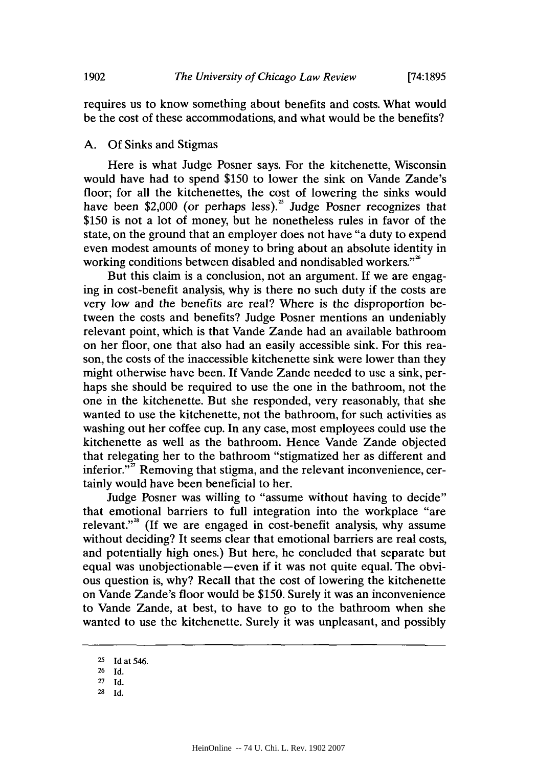requires us to know something about benefits and costs. What would be the cost of these accommodations, and what would be the benefits?

### A. Of Sinks and Stigmas

Here is what Judge Posner says. For the kitchenette, Wisconsin would have had to spend $150 to lower the sink on Vande Zande's floor; for all the kitchenettes, the cost of lowering the sinks would have been $2,000 (or perhaps less).[25] Judge Posner recognizes that $150 is not a lot of money, but he nonetheless rules in favor of the state, on the ground that an employer does not have "a duty to expend even modest amounts of money to bring about an absolute identity in working conditions between disabled and nondisabled workers."[26]

But this claim is a conclusion, not an argument. If we are engaging in cost-benefit analysis, why is there no such duty if the costs are very low and the benefits are real? Where is the disproportion between the costs and benefits? Judge Posner mentions an undeniably relevant point, which is that Vande Zande had an available bathroom on her floor, one that also had an easily accessible sink. For this reason, the costs of the inaccessible kitchenette sink were lower than they might otherwise have been. If Vande Zande needed to use a sink, perhaps she should be required to use the one in the bathroom, not the one in the kitchenette. But she responded, very reasonably, that she wanted to use the kitchenette, not the bathroom, for such activities as washing out her coffee cup. In any case, most employees could use the kitchenette as well as the bathroom. Hence Vande Zande objected that relegating her to the bathroom "stigmatized her as different and inferior."[27] Removing that stigma, and the relevant inconvenience, certainly would have been beneficial to her.

Judge Posner was willing to "assume without having to decide" that emotional barriers to full integration into the workplace "are relevant."[28] (If we are engaged in cost-benefit analysis, why assume without deciding? It seems clear that emotional barriers are real costs, and potentially high ones.) But here, he concluded that separate but equal was unobjectionable—even if it was not quite equal. The obvious question is, why? Recall that the cost of lowering the kitchenette on Vande Zande's floor would be $150. Surely it was an inconvenience to Vande Zande, at best, to have to go to the bathroom when she wanted to use the kitchenette. Surely it was unpleasant, and possibly

---

25 Id at 546.

26 Id.

27 Id.

28 Id.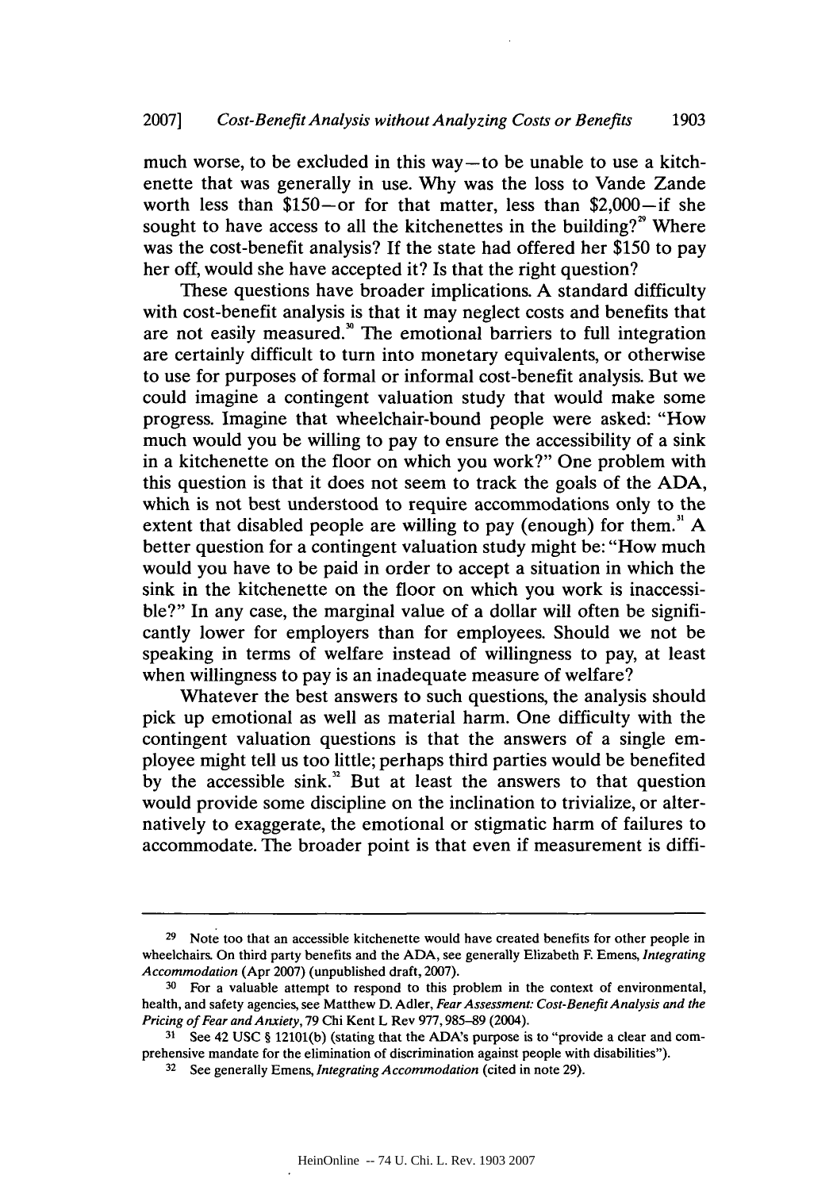much worse, to be excluded in this way—to be unable to use a kitchenette that was generally in use. Why was the loss to Vande Zande worth less than \$150—or for that matter, less than \$2,000—if she sought to have access to all the kitchenettes in the building?[29] Where was the cost-benefit analysis? If the state had offered her \$150 to pay her off, would she have accepted it? Is that the right question?

These questions have broader implications. A standard difficulty with cost-benefit analysis is that it may neglect costs and benefits that are not easily measured.[30] The emotional barriers to full integration are certainly difficult to turn into monetary equivalents, or otherwise to use for purposes of formal or informal cost-benefit analysis. But we could imagine a contingent valuation study that would make some progress. Imagine that wheelchair-bound people were asked: "How much would you be willing to pay to ensure the accessibility of a sink in a kitchenette on the floor on which you work?" One problem with this question is that it does not seem to track the goals of the ADA, which is not best understood to require accommodations only to the extent that disabled people are willing to pay (enough) for them.[31] A better question for a contingent valuation study might be: "How much would you have to be paid in order to accept a situation in which the sink in the kitchenette on the floor on which you work is inaccessible?" In any case, the marginal value of a dollar will often be significantly lower for employers than for employees. Should we not be speaking in terms of welfare instead of willingness to pay, at least when willingness to pay is an inadequate measure of welfare?

Whatever the best answers to such questions, the analysis should pick up emotional as well as material harm. One difficulty with the contingent valuation questions is that the answers of a single employee might tell us too little; perhaps third parties would be benefited by the accessible sink.[32] But at least the answers to that question would provide some discipline on the inclination to trivialize, or alternatively to exaggerate, the emotional or stigmatic harm of failures to accommodate. The broader point is that even if measurement is diffi-

---

[29] Note too that an accessible kitchenette would have created benefits for other people in wheelchairs. On third party benefits and the ADA, see generally Elizabeth F. Emens, *Integrating Accommodation* (Apr 2007) (unpublished draft, 2007).

[30] For a valuable attempt to respond to this problem in the context of environmental, health, and safety agencies, see Matthew D. Adler, *Fear Assessment: Cost-Benefit Analysis and the Pricing of Fear and Anxiety*, 79 Chi Kent L Rev 977, 985–89 (2004).

[31] See 42 USC § 12101(b) (stating that the ADA's purpose is to "provide a clear and comprehensive mandate for the elimination of discrimination against people with disabilities").

[32] See generally Emens, *Integrating Accommodation* (cited in note 29).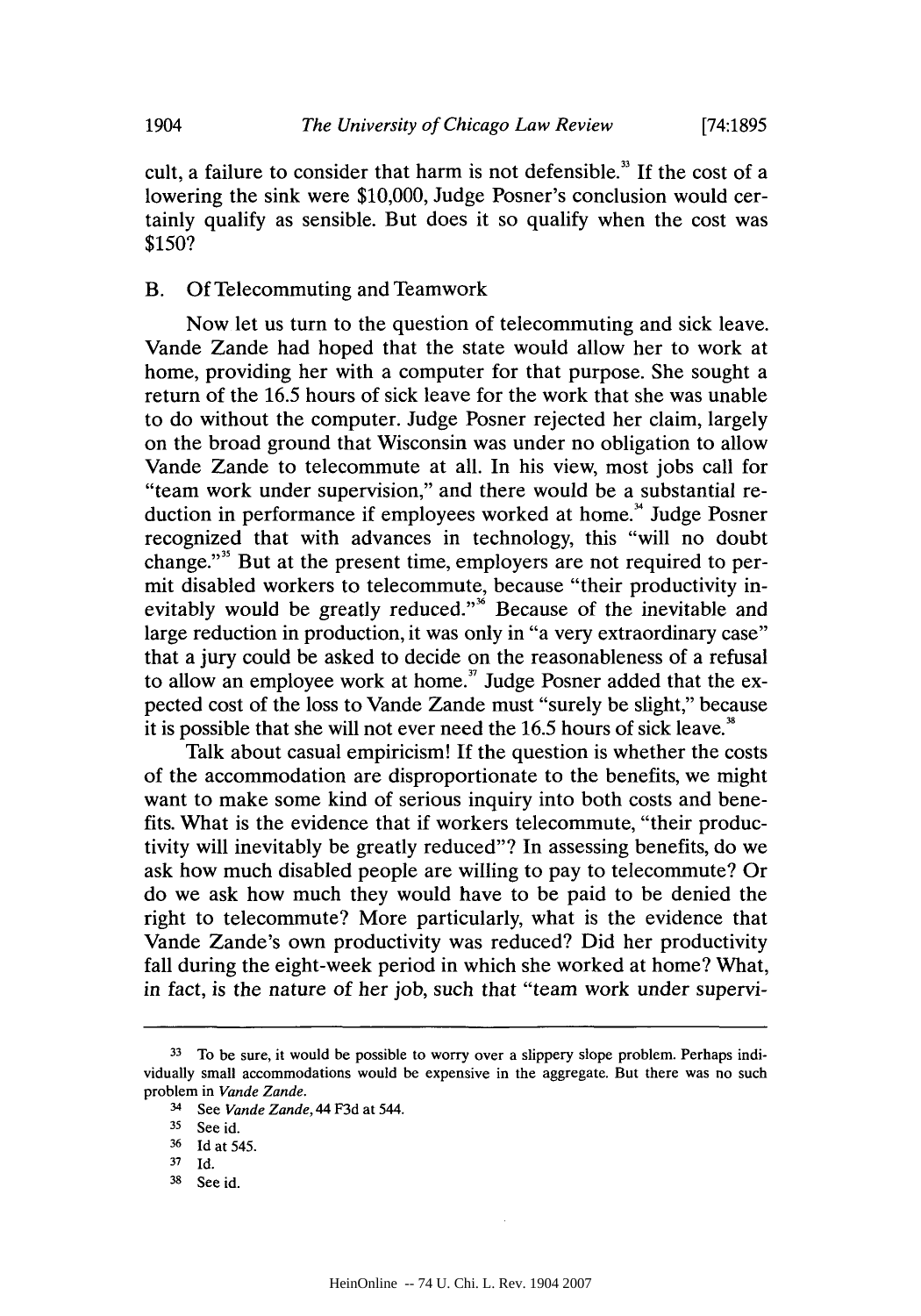cult, a failure to consider that harm is not defensible.[33] If the cost of a lowering the sink were $10,000, Judge Posner's conclusion would certainly qualify as sensible. But does it so qualify when the cost was $150?

### B. Of Telecommuting and Teamwork

Now let us turn to the question of telecommuting and sick leave. Vande Zande had hoped that the state would allow her to work at home, providing her with a computer for that purpose. She sought a return of the 16.5 hours of sick leave for the work that she was unable to do without the computer. Judge Posner rejected her claim, largely on the broad ground that Wisconsin was under no obligation to allow Vande Zande to telecommute at all. In his view, most jobs call for "team work under supervision," and there would be a substantial reduction in performance if employees worked at home.[34] Judge Posner recognized that with advances in technology, this "will no doubt change."[35] But at the present time, employers are not required to permit disabled workers to telecommute, because "their productivity inevitably would be greatly reduced."[36] Because of the inevitable and large reduction in production, it was only in "a very extraordinary case" that a jury could be asked to decide on the reasonableness of a refusal to allow an employee work at home.[37] Judge Posner added that the expected cost of the loss to Vande Zande must "surely be slight," because it is possible that she will not ever need the 16.5 hours of sick leave.[38]

Talk about casual empiricism! If the question is whether the costs of the accommodation are disproportionate to the benefits, we might want to make some kind of serious inquiry into both costs and benefits. What is the evidence that if workers telecommute, "their productivity will inevitably be greatly reduced"? In assessing benefits, do we ask how much disabled people are willing to pay to telecommute? Or do we ask how much they would have to be paid to be denied the right to telecommute? More particularly, what is the evidence that Vande Zande's own productivity was reduced? Did her productivity fall during the eight-week period in which she worked at home? What, in fact, is the nature of her job, such that "team work under supervi-

---

33 To be sure, it would be possible to worry over a slippery slope problem. Perhaps individually small accommodations would be expensive in the aggregate. But there was no such problem in *Vande Zande*.

34 See *Vande Zande*, 44 F3d at 544.

35 See id.

36 Id at 545.

37 Id.

38 See id.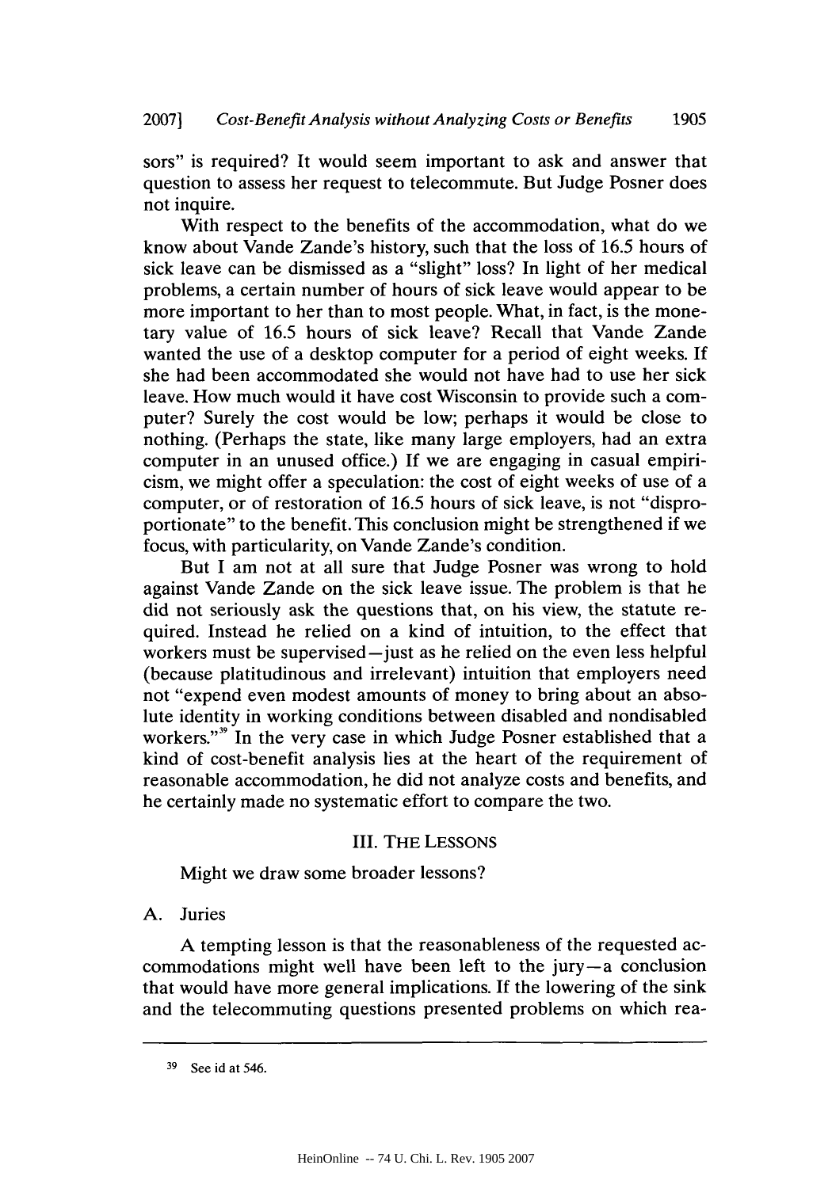sors" is required? It would seem important to ask and answer that question to assess her request to telecommute. But Judge Posner does not inquire.

With respect to the benefits of the accommodation, what do we know about Vande Zande's history, such that the loss of 16.5 hours of sick leave can be dismissed as a "slight" loss? In light of her medical problems, a certain number of hours of sick leave would appear to be more important to her than to most people. What, in fact, is the monetary value of 16.5 hours of sick leave? Recall that Vande Zande wanted the use of a desktop computer for a period of eight weeks. If she had been accommodated she would not have had to use her sick leave. How much would it have cost Wisconsin to provide such a computer? Surely the cost would be low; perhaps it would be close to nothing. (Perhaps the state, like many large employers, had an extra computer in an unused office.) If we are engaging in casual empiricism, we might offer a speculation: the cost of eight weeks of use of a computer, or of restoration of 16.5 hours of sick leave, is not "disproportionate" to the benefit. This conclusion might be strengthened if we focus, with particularity, on Vande Zande's condition.

But I am not at all sure that Judge Posner was wrong to hold against Vande Zande on the sick leave issue. The problem is that he did not seriously ask the questions that, on his view, the statute required. Instead he relied on a kind of intuition, to the effect that workers must be supervised—just as he relied on the even less helpful (because platitudinous and irrelevant) intuition that employers need not "expend even modest amounts of money to bring about an absolute identity in working conditions between disabled and nondisabled workers."[39] In the very case in which Judge Posner established that a kind of cost-benefit analysis lies at the heart of the requirement of reasonable accommodation, he did not analyze costs and benefits, and he certainly made no systematic effort to compare the two.

## III. THE LESSONS

Might we draw some broader lessons?

### A. Juries

A tempting lesson is that the reasonableness of the requested accommodations might well have been left to the jury—a conclusion that would have more general implications. If the lowering of the sink and the telecommuting questions presented problems on which rea-

---

[39] See id at 546.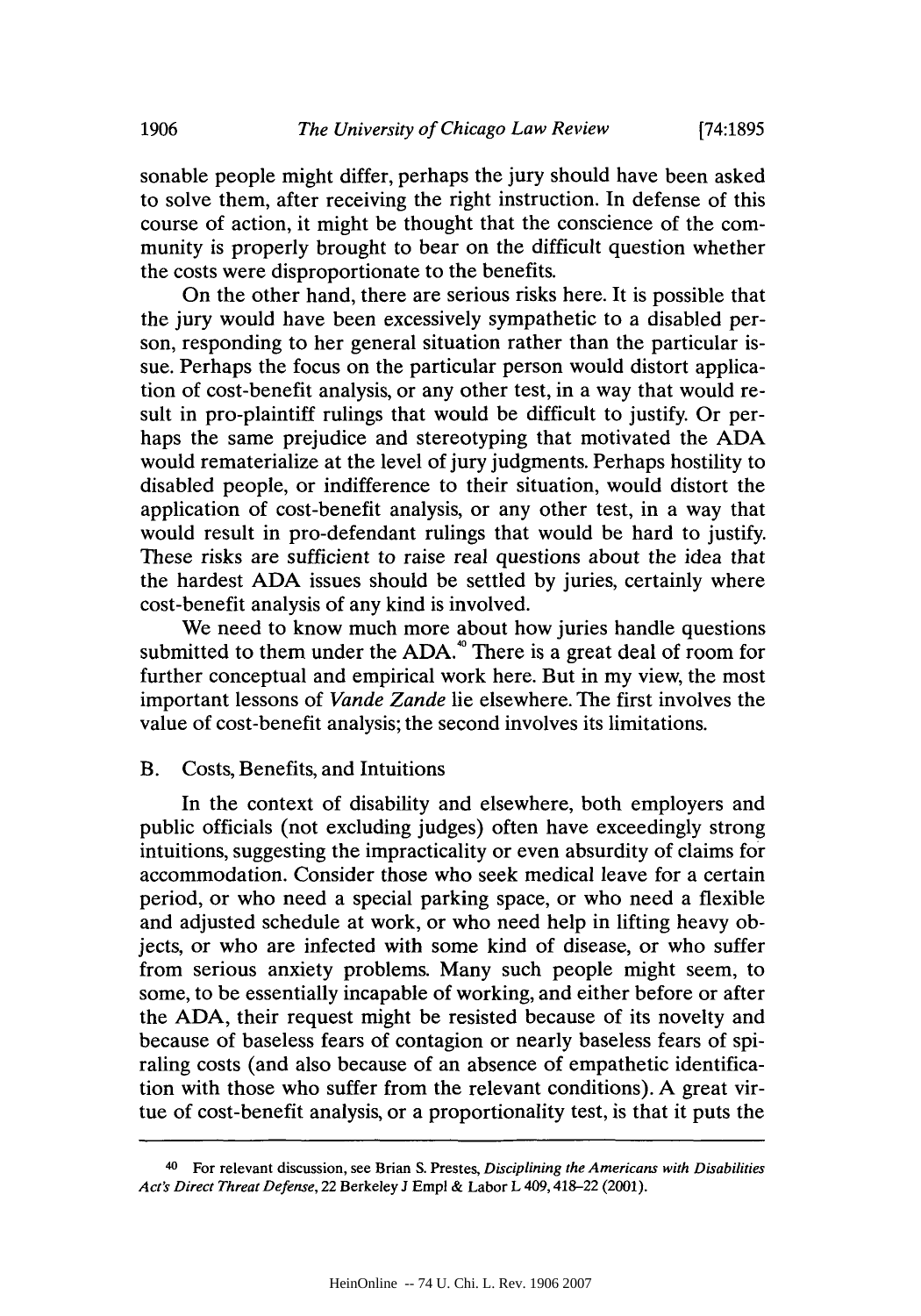sonable people might differ, perhaps the jury should have been asked to solve them, after receiving the right instruction. In defense of this course of action, it might be thought that the conscience of the community is properly brought to bear on the difficult question whether the costs were disproportionate to the benefits.

On the other hand, there are serious risks here. It is possible that the jury would have been excessively sympathetic to a disabled person, responding to her general situation rather than the particular issue. Perhaps the focus on the particular person would distort application of cost-benefit analysis, or any other test, in a way that would result in pro-plaintiff rulings that would be difficult to justify. Or perhaps the same prejudice and stereotyping that motivated the ADA would rematerialize at the level of jury judgments. Perhaps hostility to disabled people, or indifference to their situation, would distort the application of cost-benefit analysis, or any other test, in a way that would result in pro-defendant rulings that would be hard to justify. These risks are sufficient to raise real questions about the idea that the hardest ADA issues should be settled by juries, certainly where cost-benefit analysis of any kind is involved.

We need to know much more about how juries handle questions submitted to them under the ADA.[40] There is a great deal of room for further conceptual and empirical work here. But in my view, the most important lessons of *Vande Zande* lie elsewhere. The first involves the value of cost-benefit analysis; the second involves its limitations.

## B. Costs, Benefits, and Intuitions

In the context of disability and elsewhere, both employers and public officials (not excluding judges) often have exceedingly strong intuitions, suggesting the impracticality or even absurdity of claims for accommodation. Consider those who seek medical leave for a certain period, or who need a special parking space, or who need a flexible and adjusted schedule at work, or who need help in lifting heavy objects, or who are infected with some kind of disease, or who suffer from serious anxiety problems. Many such people might seem, to some, to be essentially incapable of working, and either before or after the ADA, their request might be resisted because of its novelty and because of baseless fears of contagion or nearly baseless fears of spiraling costs (and also because of an absence of empathetic identification with those who suffer from the relevant conditions). A great virtue of cost-benefit analysis, or a proportionality test, is that it puts the

---

[40] For relevant discussion, see Brian S. Prestes, *Disciplining the Americans with Disabilities Act's Direct Threat Defense*, 22 Berkeley J Empl & Labor L 409, 418–22 (2001).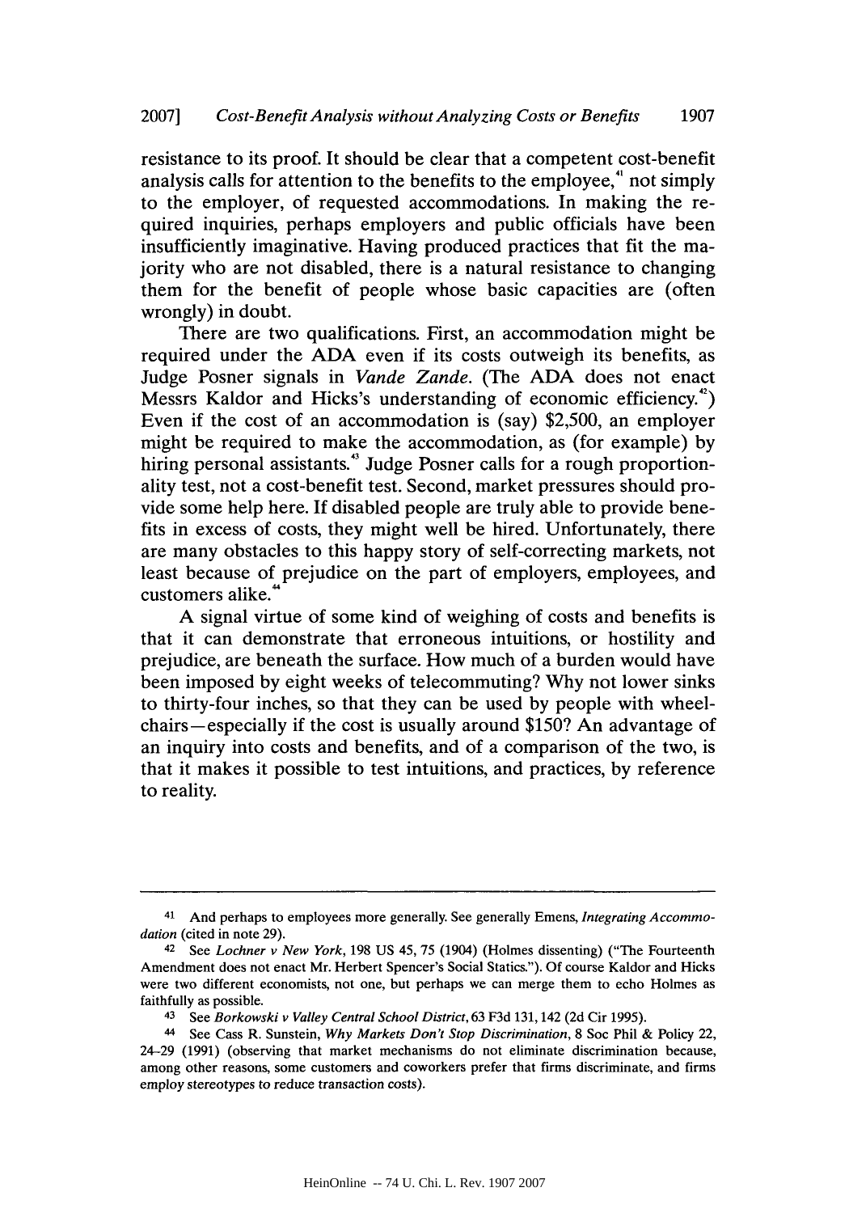resistance to its proof. It should be clear that a competent cost-benefit analysis calls for attention to the benefits to the employee,[41] not simply to the employer, of requested accommodations. In making the required inquiries, perhaps employers and public officials have been insufficiently imaginative. Having produced practices that fit the majority who are not disabled, there is a natural resistance to changing them for the benefit of people whose basic capacities are (often wrongly) in doubt.

There are two qualifications. First, an accommodation might be required under the ADA even if its costs outweigh its benefits, as Judge Posner signals in *Vande Zande*. (The ADA does not enact Messrs Kaldor and Hicks's understanding of economic efficiency.[42]) Even if the cost of an accommodation is (say) $2,500, an employer might be required to make the accommodation, as (for example) by hiring personal assistants.[43] Judge Posner calls for a rough proportionality test, not a cost-benefit test. Second, market pressures should provide some help here. If disabled people are truly able to provide benefits in excess of costs, they might well be hired. Unfortunately, there are many obstacles to this happy story of self-correcting markets, not least because of prejudice on the part of employers, employees, and customers alike.[44]

A signal virtue of some kind of weighing of costs and benefits is that it can demonstrate that erroneous intuitions, or hostility and prejudice, are beneath the surface. How much of a burden would have been imposed by eight weeks of telecommuting? Why not lower sinks to thirty-four inches, so that they can be used by people with wheelchairs—especially if the cost is usually around $150? An advantage of an inquiry into costs and benefits, and of a comparison of the two, is that it makes it possible to test intuitions, and practices, by reference to reality.

---

[41] And perhaps to employees more generally. See generally Emens, *Integrating Accommodation* (cited in note 29).

[42] See *Lochner v New York*, 198 US 45, 75 (1904) (Holmes dissenting) ("The Fourteenth Amendment does not enact Mr. Herbert Spencer's Social Statics."). Of course Kaldor and Hicks were two different economists, not one, but perhaps we can merge them to echo Holmes as faithfully as possible.

[43] See *Borkowski v Valley Central School District*, 63 F3d 131, 142 (2d Cir 1995).

[44] See Cass R. Sunstein, *Why Markets Don't Stop Discrimination*, 8 Soc Phil & Policy 22, 24–29 (1991) (observing that market mechanisms do not eliminate discrimination because, among other reasons, some customers and coworkers prefer that firms discriminate, and firms employ stereotypes to reduce transaction costs).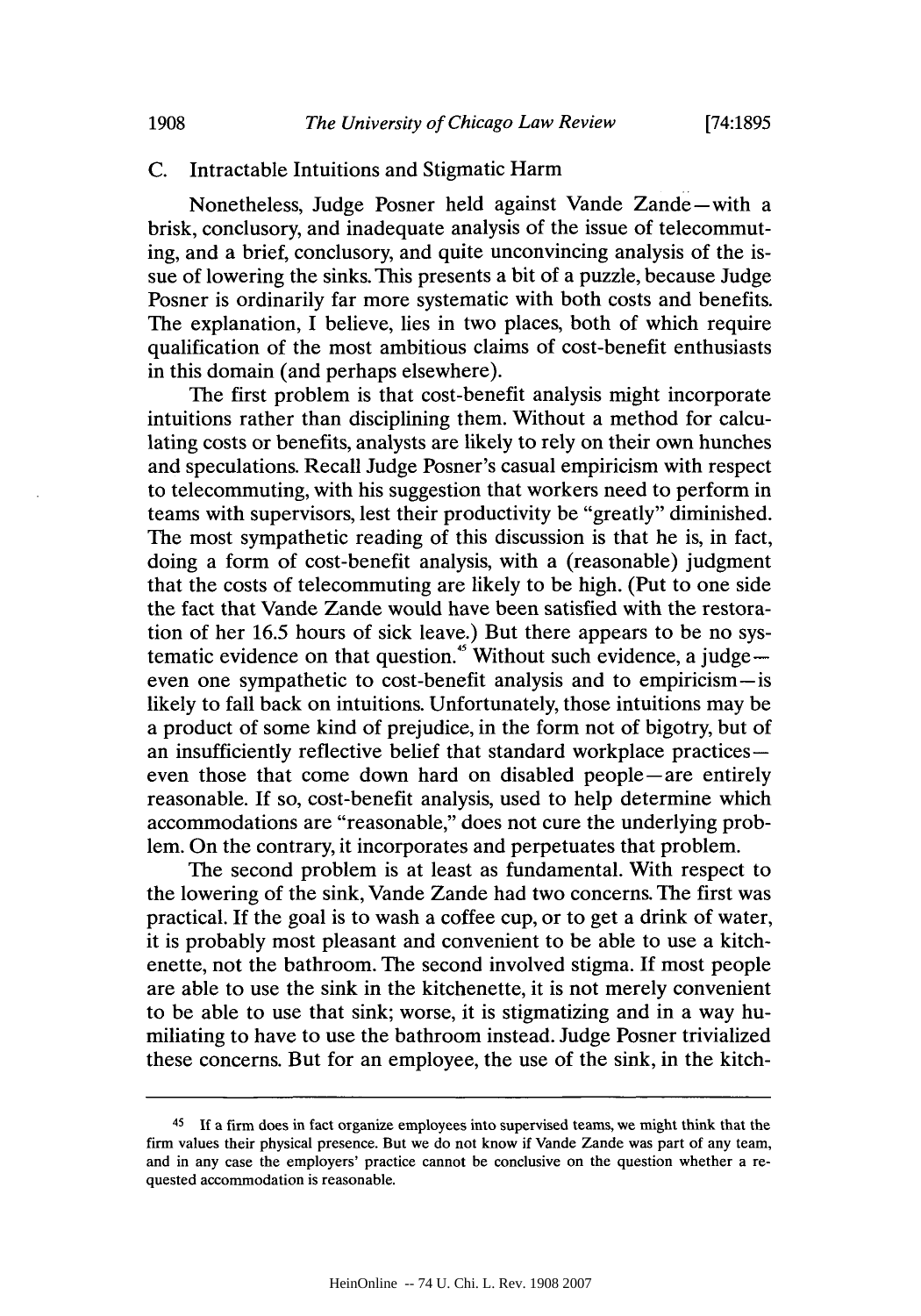### C. Intractable Intuitions and Stigmatic Harm

Nonetheless, Judge Posner held against Vande Zande—with a brisk, conclusory, and inadequate analysis of the issue of telecommuting, and a brief, conclusory, and quite unconvincing analysis of the issue of lowering the sinks. This presents a bit of a puzzle, because Judge Posner is ordinarily far more systematic with both costs and benefits. The explanation, I believe, lies in two places, both of which require qualification of the most ambitious claims of cost-benefit enthusiasts in this domain (and perhaps elsewhere).

The first problem is that cost-benefit analysis might incorporate intuitions rather than disciplining them. Without a method for calculating costs or benefits, analysts are likely to rely on their own hunches and speculations. Recall Judge Posner's casual empiricism with respect to telecommuting, with his suggestion that workers need to perform in teams with supervisors, lest their productivity be "greatly" diminished. The most sympathetic reading of this discussion is that he is, in fact, doing a form of cost-benefit analysis, with a (reasonable) judgment that the costs of telecommuting are likely to be high. (Put to one side the fact that Vande Zande would have been satisfied with the restoration of her 16.5 hours of sick leave.) But there appears to be no systematic evidence on that question.[45] Without such evidence, a judge—even one sympathetic to cost-benefit analysis and to empiricism—is likely to fall back on intuitions. Unfortunately, those intuitions may be a product of some kind of prejudice, in the form not of bigotry, but of an insufficiently reflective belief that standard workplace practices—even those that come down hard on disabled people—are entirely reasonable. If so, cost-benefit analysis, used to help determine which accommodations are "reasonable," does not cure the underlying problem. On the contrary, it incorporates and perpetuates that problem.

The second problem is at least as fundamental. With respect to the lowering of the sink, Vande Zande had two concerns. The first was practical. If the goal is to wash a coffee cup, or to get a drink of water, it is probably most pleasant and convenient to be able to use a kitchenette, not the bathroom. The second involved stigma. If most people are able to use the sink in the kitchenette, it is not merely convenient to be able to use that sink; worse, it is stigmatizing and in a way humiliating to have to use the bathroom instead. Judge Posner trivialized these concerns. But for an employee, the use of the sink, in the kitch-

---

[45] If a firm does in fact organize employees into supervised teams, we might think that the firm values their physical presence. But we do not know if Vande Zande was part of any team, and in any case the employers' practice cannot be conclusive on the question whether a requested accommodation is reasonable.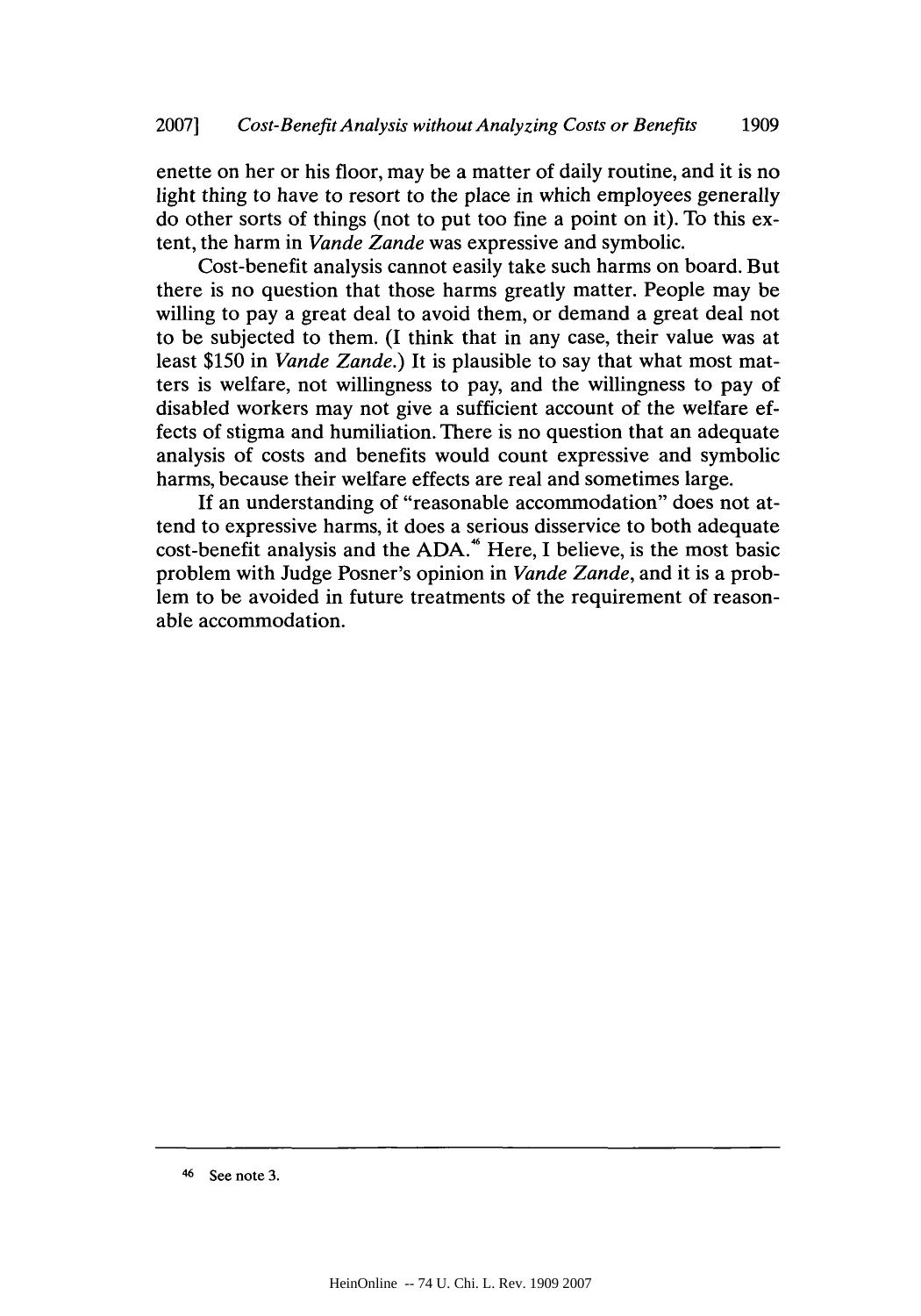enette on her or his floor, may be a matter of daily routine, and it is no light thing to have to resort to the place in which employees generally do other sorts of things (not to put too fine a point on it). To this extent, the harm in *Vande Zande* was expressive and symbolic.

Cost-benefit analysis cannot easily take such harms on board. But there is no question that those harms greatly matter. People may be willing to pay a great deal to avoid them, or demand a great deal not to be subjected to them. (I think that in any case, their value was at least \$150 in *Vande Zande*.) It is plausible to say that what most matters is welfare, not willingness to pay, and the willingness to pay of disabled workers may not give a sufficient account of the welfare effects of stigma and humiliation. There is no question that an adequate analysis of costs and benefits would count expressive and symbolic harms, because their welfare effects are real and sometimes large.

If an understanding of "reasonable accommodation" does not attend to expressive harms, it does a serious disservice to both adequate cost-benefit analysis and the ADA.[46] Here, I believe, is the most basic problem with Judge Posner's opinion in *Vande Zande*, and it is a problem to be avoided in future treatments of the requirement of reasonable accommodation.

---

[46] See note 3.